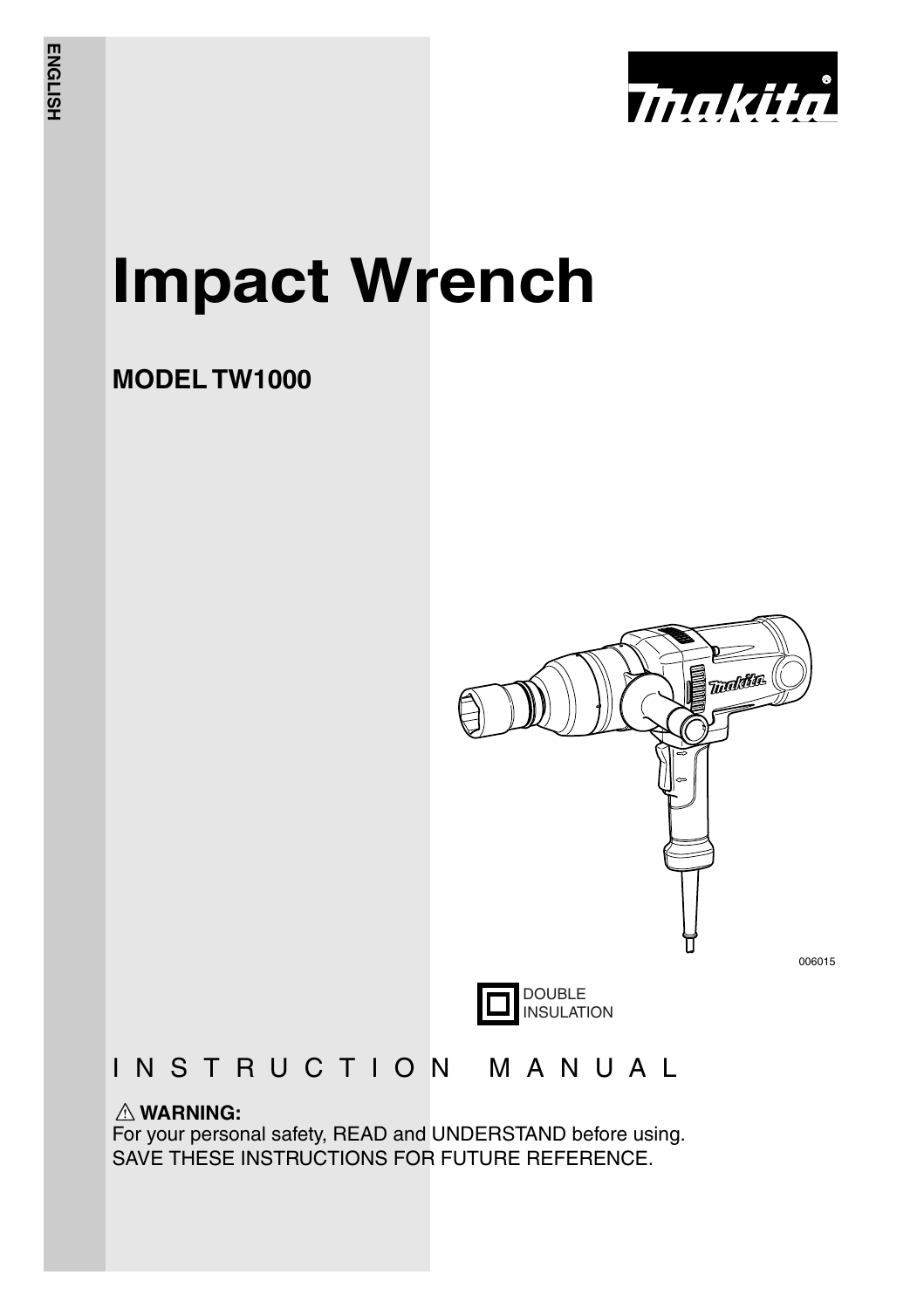ENGLISH

# Impact Wrench

## MODEL TW1000

006015

DOUBLE INSULATION

INSTRUCTION MANUAL

⚠ **WARNING:**
For your personal safety, READ and UNDERSTAND before using.
SAVE THESE INSTRUCTIONS FOR FUTURE REFERENCE.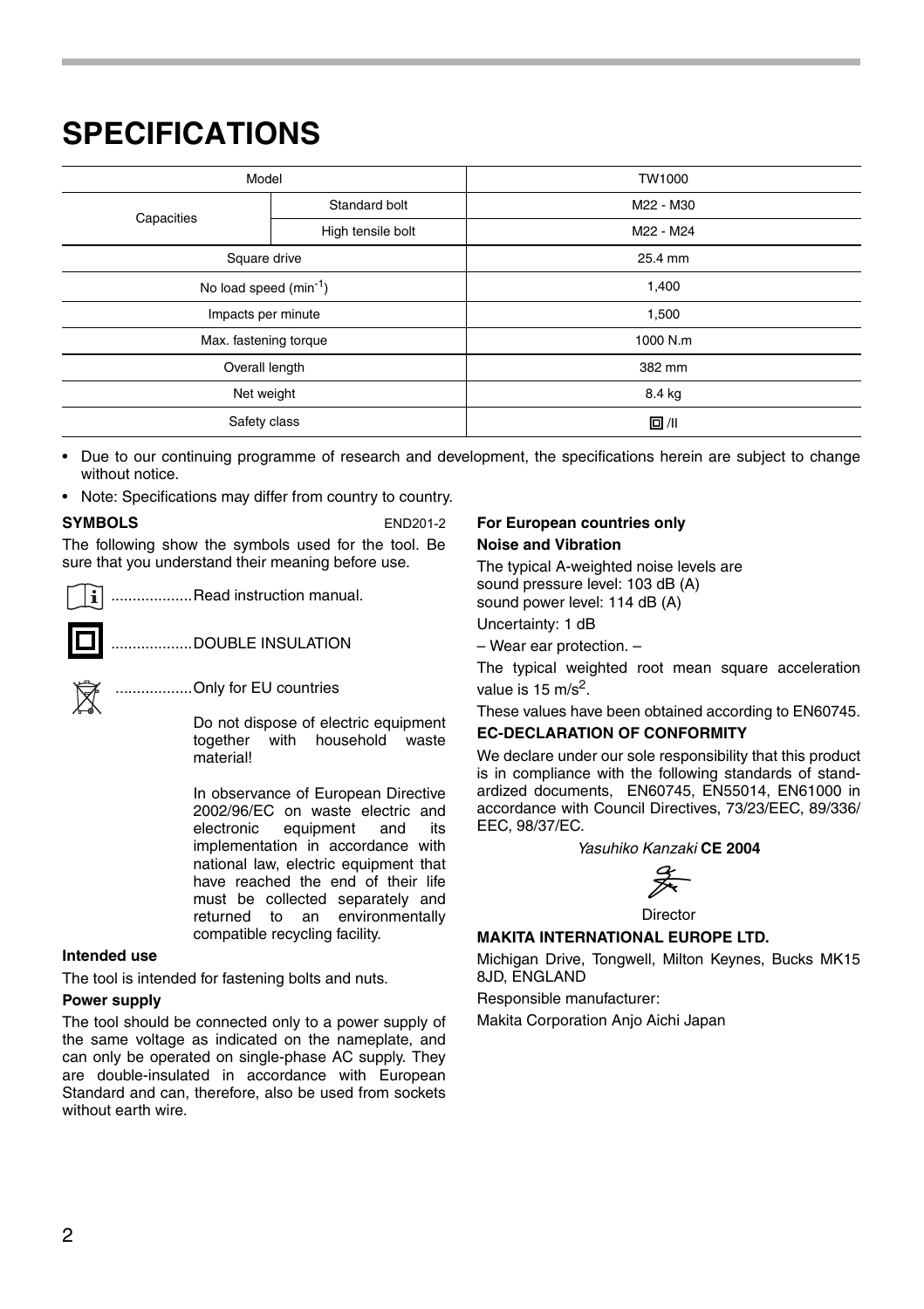# SPECIFICATIONS

| Model | | TW1000 |
|---|---|---|
| Capacities | Standard bolt | M22 - M30 |
| | High tensile bolt | M22 - M24 |
| Square drive | | 25.4 mm |
| No load speed ($min^{-1}$) | | 1,400 |
| Impacts per minute | | 1,500 |
| Max. fastening torque | | 1000 N.m |
| Overall length | | 382 mm |
| Net weight | | 8.4 kg |
| Safety class | | ⧈/II |

- Due to our continuing programme of research and development, the specifications herein are subject to change without notice.
- Note: Specifications may differ from country to country.

**SYMBOLS** END201-2

The following show the symbols used for the tool. Be sure that you understand their meaning before use.

..................Read instruction manual.

..................DOUBLE INSULATION

..................Only for EU countries

Do not dispose of electric equipment together with household waste material!

In observance of European Directive 2002/96/EC on waste electric and electronic equipment and its implementation in accordance with national law, electric equipment that have reached the end of their life must be collected separately and returned to an environmentally compatible recycling facility.

**Intended use**

The tool is intended for fastening bolts and nuts.

**Power supply**

The tool should be connected only to a power supply of the same voltage as indicated on the nameplate, and can only be operated on single-phase AC supply. They are double-insulated in accordance with European Standard and can, therefore, also be used from sockets without earth wire.

**For European countries only**

**Noise and Vibration**

The typical A-weighted noise levels are
sound pressure level: 103 dB (A)
sound power level: 114 dB (A)

Uncertainty: 1 dB

– Wear ear protection. –

The typical weighted root mean square acceleration value is 15 $m/s^2$.

These values have been obtained according to EN60745.

**EC-DECLARATION OF CONFORMITY**

We declare under our sole responsibility that this product is in compliance with the following standards of standardized documents, EN60745, EN55014, EN61000 in accordance with Council Directives, 73/23/EEC, 89/336/EEC, 98/37/EC.

*Yasuhiko Kanzaki* **CE 2004**

Director

**MAKITA INTERNATIONAL EUROPE LTD.**

Michigan Drive, Tongwell, Milton Keynes, Bucks MK15 8JD, ENGLAND

Responsible manufacturer:

Makita Corporation Anjo Aichi Japan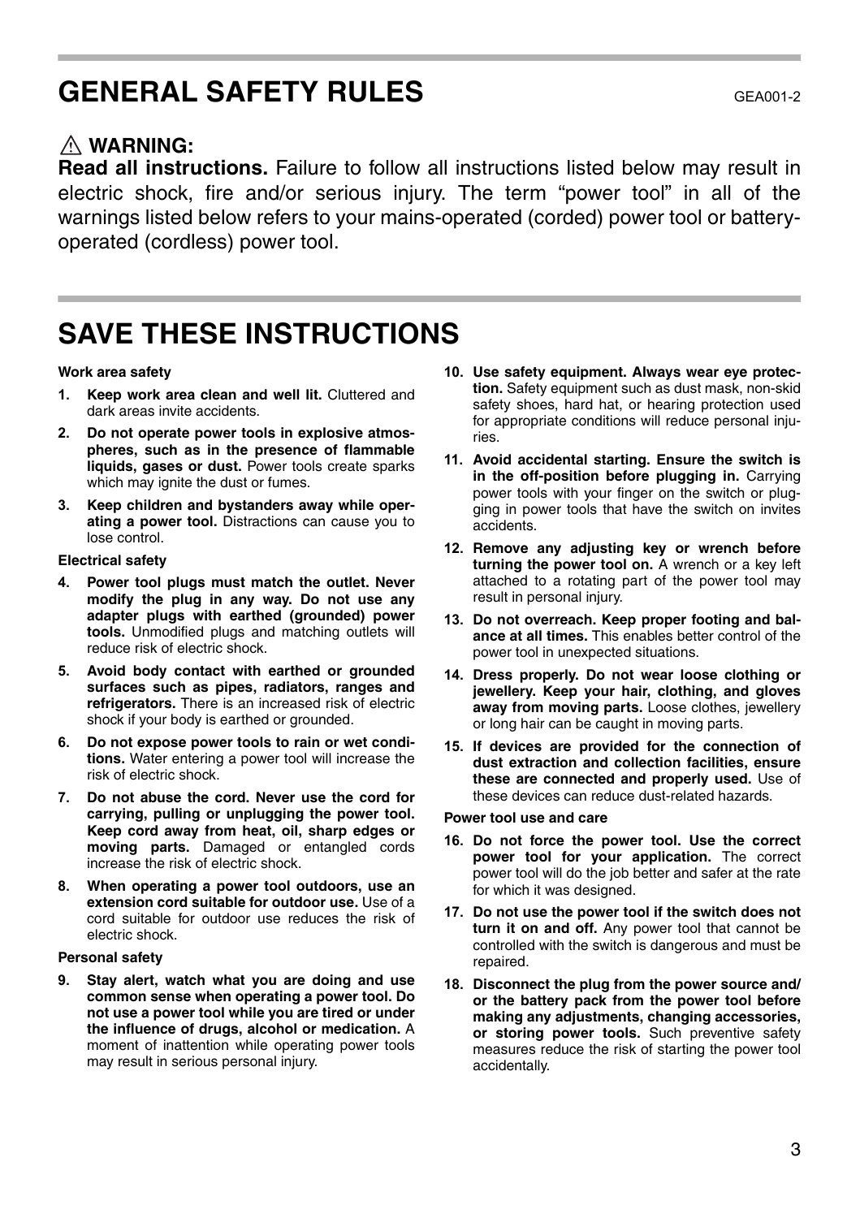# GENERAL SAFETY RULES

GEA001-2

⚠ **WARNING:**

**Read all instructions.** Failure to follow all instructions listed below may result in electric shock, fire and/or serious injury. The term "power tool" in all of the warnings listed below refers to your mains-operated (corded) power tool or battery-operated (cordless) power tool.

# SAVE THESE INSTRUCTIONS

**Work area safety**

1. **Keep work area clean and well lit.** Cluttered and dark areas invite accidents.
2. **Do not operate power tools in explosive atmospheres, such as in the presence of flammable liquids, gases or dust.** Power tools create sparks which may ignite the dust or fumes.
3. **Keep children and bystanders away while operating a power tool.** Distractions can cause you to lose control.

**Electrical safety**

4. **Power tool plugs must match the outlet. Never modify the plug in any way. Do not use any adapter plugs with earthed (grounded) power tools.** Unmodified plugs and matching outlets will reduce risk of electric shock.
5. **Avoid body contact with earthed or grounded surfaces such as pipes, radiators, ranges and refrigerators.** There is an increased risk of electric shock if your body is earthed or grounded.
6. **Do not expose power tools to rain or wet conditions.** Water entering a power tool will increase the risk of electric shock.
7. **Do not abuse the cord. Never use the cord for carrying, pulling or unplugging the power tool. Keep cord away from heat, oil, sharp edges or moving parts.** Damaged or entangled cords increase the risk of electric shock.
8. **When operating a power tool outdoors, use an extension cord suitable for outdoor use.** Use of a cord suitable for outdoor use reduces the risk of electric shock.

**Personal safety**

9. **Stay alert, watch what you are doing and use common sense when operating a power tool. Do not use a power tool while you are tired or under the influence of drugs, alcohol or medication.** A moment of inattention while operating power tools may result in serious personal injury.
10. **Use safety equipment. Always wear eye protection.** Safety equipment such as dust mask, non-skid safety shoes, hard hat, or hearing protection used for appropriate conditions will reduce personal injuries.
11. **Avoid accidental starting. Ensure the switch is in the off-position before plugging in.** Carrying power tools with your finger on the switch or plugging in power tools that have the switch on invites accidents.
12. **Remove any adjusting key or wrench before turning the power tool on.** A wrench or a key left attached to a rotating part of the power tool may result in personal injury.
13. **Do not overreach. Keep proper footing and balance at all times.** This enables better control of the power tool in unexpected situations.
14. **Dress properly. Do not wear loose clothing or jewellery. Keep your hair, clothing, and gloves away from moving parts.** Loose clothes, jewellery or long hair can be caught in moving parts.
15. **If devices are provided for the connection of dust extraction and collection facilities, ensure these are connected and properly used.** Use of these devices can reduce dust-related hazards.

**Power tool use and care**

16. **Do not force the power tool. Use the correct power tool for your application.** The correct power tool will do the job better and safer at the rate for which it was designed.
17. **Do not use the power tool if the switch does not turn it on and off.** Any power tool that cannot be controlled with the switch is dangerous and must be repaired.
18. **Disconnect the plug from the power source and/or the battery pack from the power tool before making any adjustments, changing accessories, or storing power tools.** Such preventive safety measures reduce the risk of starting the power tool accidentally.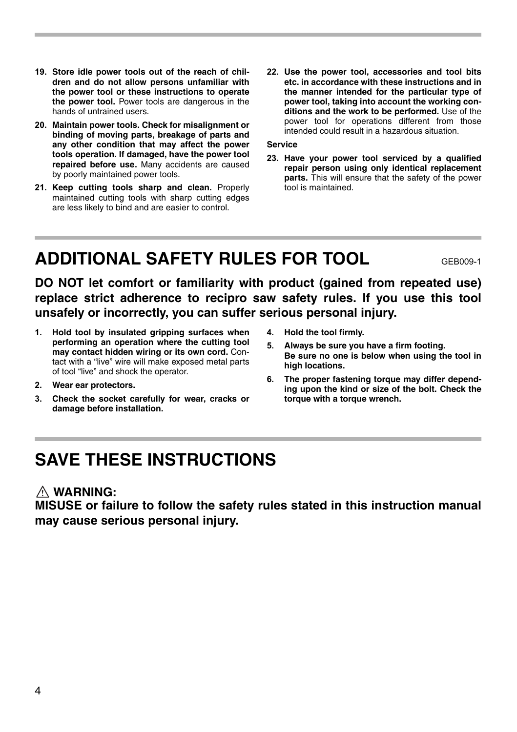19. **Store idle power tools out of the reach of children and do not allow persons unfamiliar with the power tool or these instructions to operate the power tool.** Power tools are dangerous in the hands of untrained users.
20. **Maintain power tools. Check for misalignment or binding of moving parts, breakage of parts and any other condition that may affect the power tools operation. If damaged, have the power tool repaired before use.** Many accidents are caused by poorly maintained power tools.
21. **Keep cutting tools sharp and clean.** Properly maintained cutting tools with sharp cutting edges are less likely to bind and are easier to control.
22. **Use the power tool, accessories and tool bits etc. in accordance with these instructions and in the manner intended for the particular type of power tool, taking into account the working conditions and the work to be performed.** Use of the power tool for operations different from those intended could result in a hazardous situation.

**Service**

23. **Have your power tool serviced by a qualified repair person using only identical replacement parts.** This will ensure that the safety of the power tool is maintained.

# ADDITIONAL SAFETY RULES FOR TOOL

GEB009-1

**DO NOT let comfort or familiarity with product (gained from repeated use) replace strict adherence to recipro saw safety rules. If you use this tool unsafely or incorrectly, you can suffer serious personal injury.**

1. **Hold tool by insulated gripping surfaces when performing an operation where the cutting tool may contact hidden wiring or its own cord.** Contact with a "live" wire will make exposed metal parts of tool "live" and shock the operator.
2. **Wear ear protectors.**
3. **Check the socket carefully for wear, cracks or damage before installation.**
4. **Hold the tool firmly.**
5. **Always be sure you have a firm footing.**
   **Be sure no one is below when using the tool in high locations.**
6. **The proper fastening torque may differ depending upon the kind or size of the bolt. Check the torque with a torque wrench.**

# SAVE THESE INSTRUCTIONS

**⚠ WARNING:**
**MISUSE or failure to follow the safety rules stated in this instruction manual may cause serious personal injury.**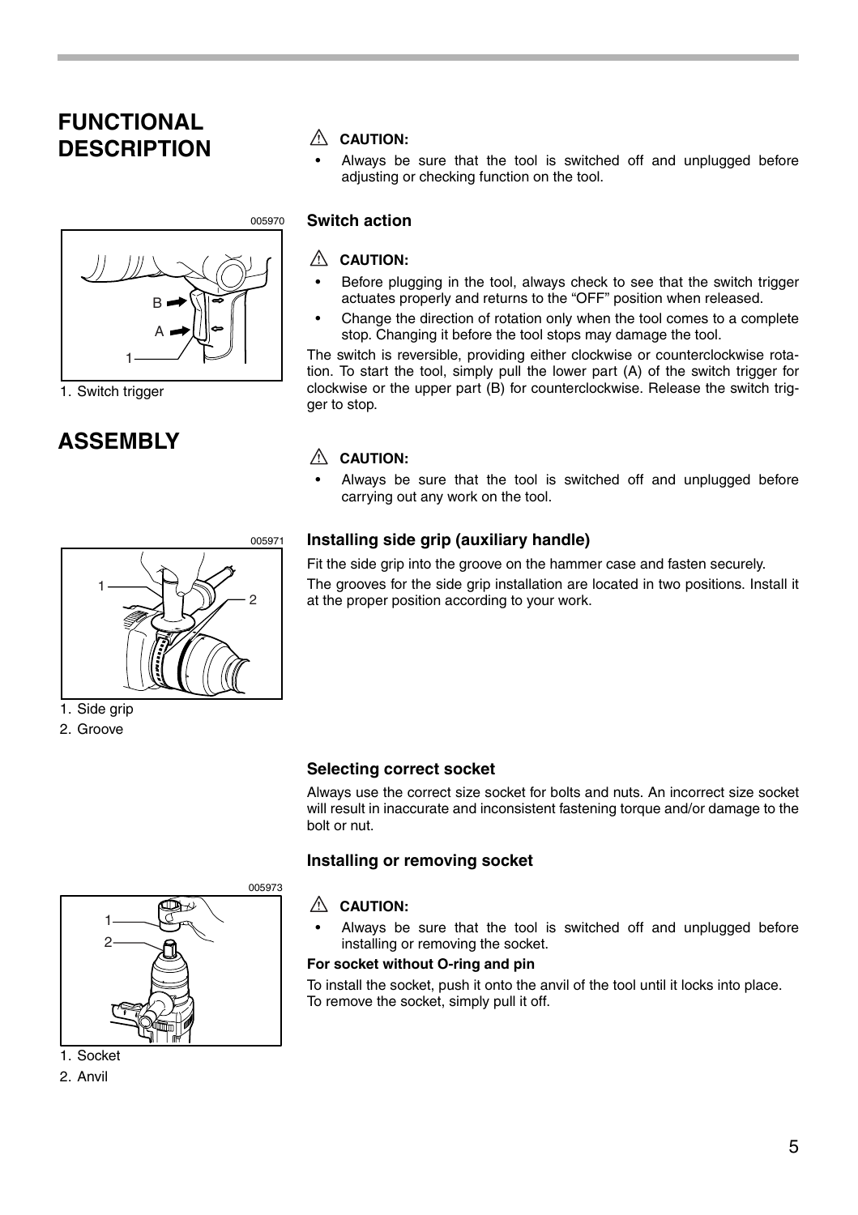# FUNCTIONAL DESCRIPTION

⚠ **CAUTION:**

- Always be sure that the tool is switched off and unplugged before adjusting or checking function on the tool.

005970

1. Switch trigger

### Switch action

⚠ **CAUTION:**

- Before plugging in the tool, always check to see that the switch trigger actuates properly and returns to the "OFF" position when released.
- Change the direction of rotation only when the tool comes to a complete stop. Changing it before the tool stops may damage the tool.

The switch is reversible, providing either clockwise or counterclockwise rotation. To start the tool, simply pull the lower part (A) of the switch trigger for clockwise or the upper part (B) for counterclockwise. Release the switch trigger to stop.

# ASSEMBLY

⚠ **CAUTION:**

- Always be sure that the tool is switched off and unplugged before carrying out any work on the tool.

005971

1. Side grip
2. Groove

### Installing side grip (auxiliary handle)

Fit the side grip into the groove on the hammer case and fasten securely.

The grooves for the side grip installation are located in two positions. Install it at the proper position according to your work.

### Selecting correct socket

Always use the correct size socket for bolts and nuts. An incorrect size socket will result in inaccurate and inconsistent fastening torque and/or damage to the bolt or nut.

### Installing or removing socket

005973

1. Socket
2. Anvil

⚠ **CAUTION:**

- Always be sure that the tool is switched off and unplugged before installing or removing the socket.

**For socket without O-ring and pin**

To install the socket, push it onto the anvil of the tool until it locks into place.
To remove the socket, simply pull it off.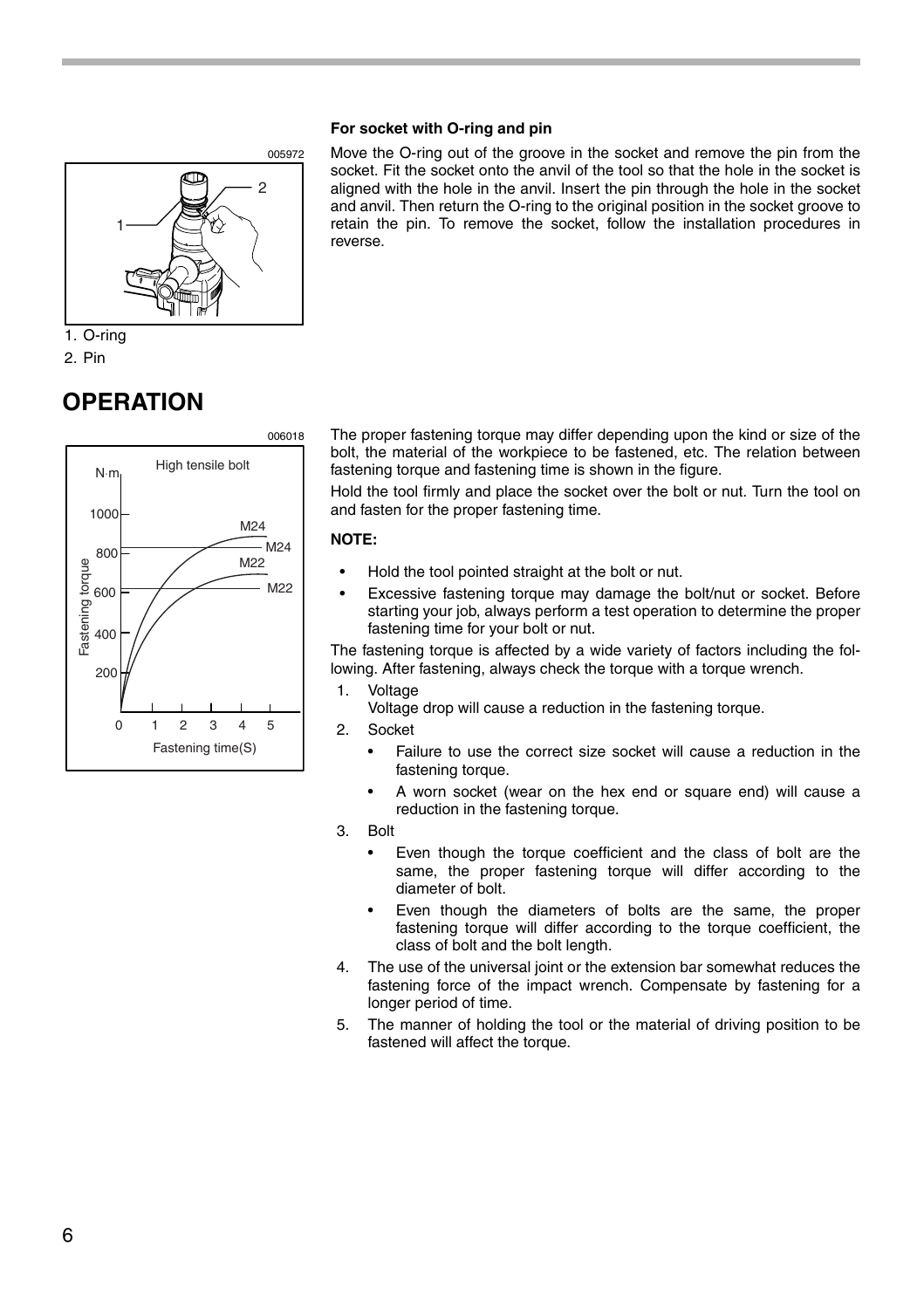**For socket with O-ring and pin**

Move the O-ring out of the groove in the socket and remove the pin from the socket. Fit the socket onto the anvil of the tool so that the hole in the socket is aligned with the hole in the anvil. Insert the pin through the hole in the socket and anvil. Then return the O-ring to the original position in the socket groove to retain the pin. To remove the socket, follow the installation procedures in reverse.

1. O-ring
2. Pin

# OPERATION

The proper fastening torque may differ depending upon the kind or size of the bolt, the material of the workpiece to be fastened, etc. The relation between fastening torque and fastening time is shown in the figure.

Hold the tool firmly and place the socket over the bolt or nut. Turn the tool on and fasten for the proper fastening time.

**NOTE:**

- Hold the tool pointed straight at the bolt or nut.
- Excessive fastening torque may damage the bolt/nut or socket. Before starting your job, always perform a test operation to determine the proper fastening time for your bolt or nut.

The fastening torque is affected by a wide variety of factors including the following. After fastening, always check the torque with a torque wrench.

1. Voltage
   Voltage drop will cause a reduction in the fastening torque.
2. Socket
   - Failure to use the correct size socket will cause a reduction in the fastening torque.
   - A worn socket (wear on the hex end or square end) will cause a reduction in the fastening torque.
3. Bolt
   - Even though the torque coefficient and the class of bolt are the same, the proper fastening torque will differ according to the diameter of bolt.
   - Even though the diameters of bolts are the same, the proper fastening torque will differ according to the torque coefficient, the class of bolt and the bolt length.
4. The use of the universal joint or the extension bar somewhat reduces the fastening force of the impact wrench. Compensate by fastening for a longer period of time.
5. The manner of holding the tool or the material of driving position to be fastened will affect the torque.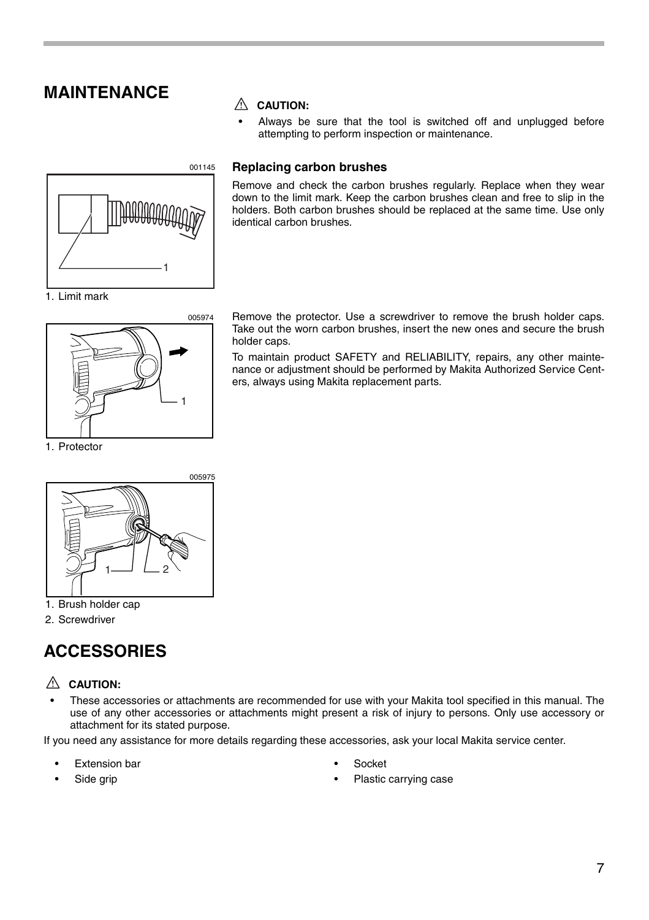# MAINTENANCE

⚠ **CAUTION:**

- Always be sure that the tool is switched off and unplugged before attempting to perform inspection or maintenance.

### Replacing carbon brushes

001145

1. Limit mark

Remove and check the carbon brushes regularly. Replace when they wear down to the limit mark. Keep the carbon brushes clean and free to slip in the holders. Both carbon brushes should be replaced at the same time. Use only identical carbon brushes.

005974

1. Protector

Remove the protector. Use a screwdriver to remove the brush holder caps. Take out the worn carbon brushes, insert the new ones and secure the brush holder caps.

To maintain product SAFETY and RELIABILITY, repairs, any other maintenance or adjustment should be performed by Makita Authorized Service Centers, always using Makita replacement parts.

005975

1. Brush holder cap
2. Screwdriver

# ACCESSORIES

⚠ **CAUTION:**

- These accessories or attachments are recommended for use with your Makita tool specified in this manual. The use of any other accessories or attachments might present a risk of injury to persons. Only use accessory or attachment for its stated purpose.

If you need any assistance for more details regarding these accessories, ask your local Makita service center.

- Extension bar
- Side grip
- Socket
- Plastic carrying case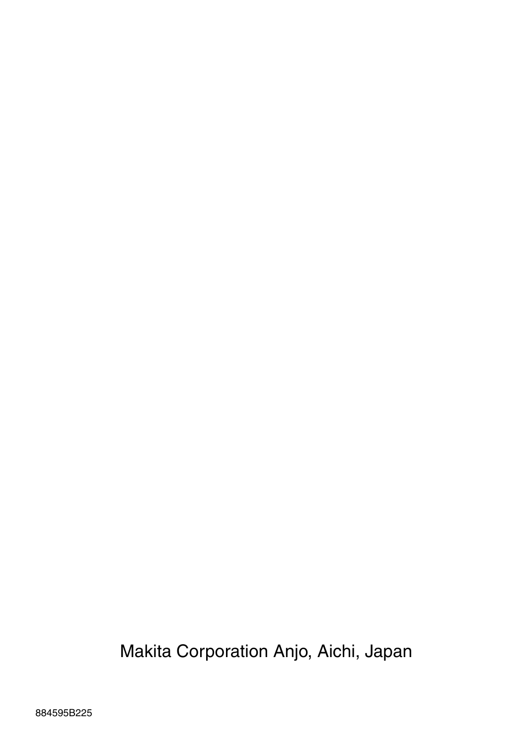Makita Corporation Anjo, Aichi, Japan

884595B225